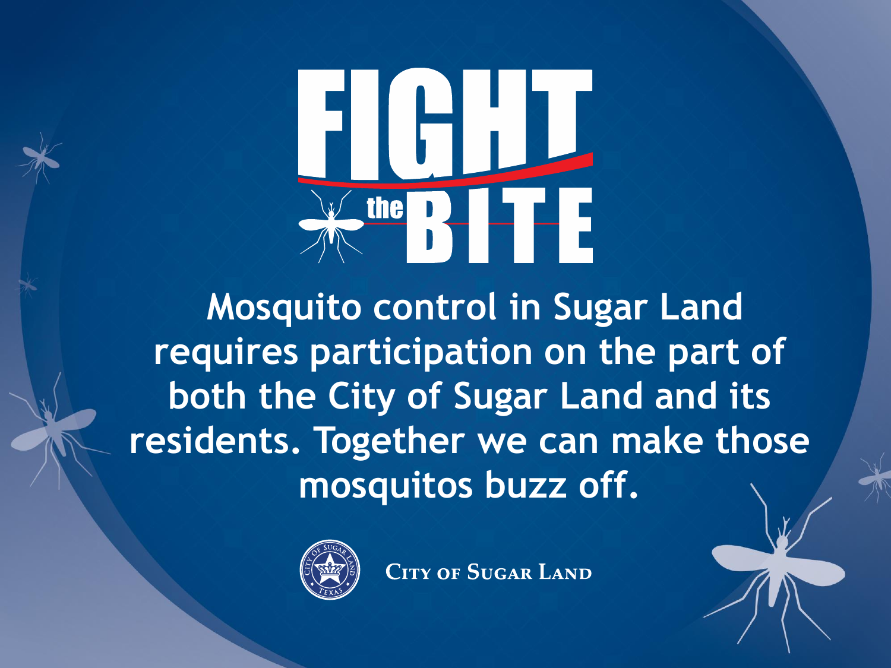# FIGHT the BITE

**Mosquito control in Sugar Land requires participation on the part of both the City of Sugar Land and its residents. Together we can make those mosquitos buzz off.**

City of Sugar Land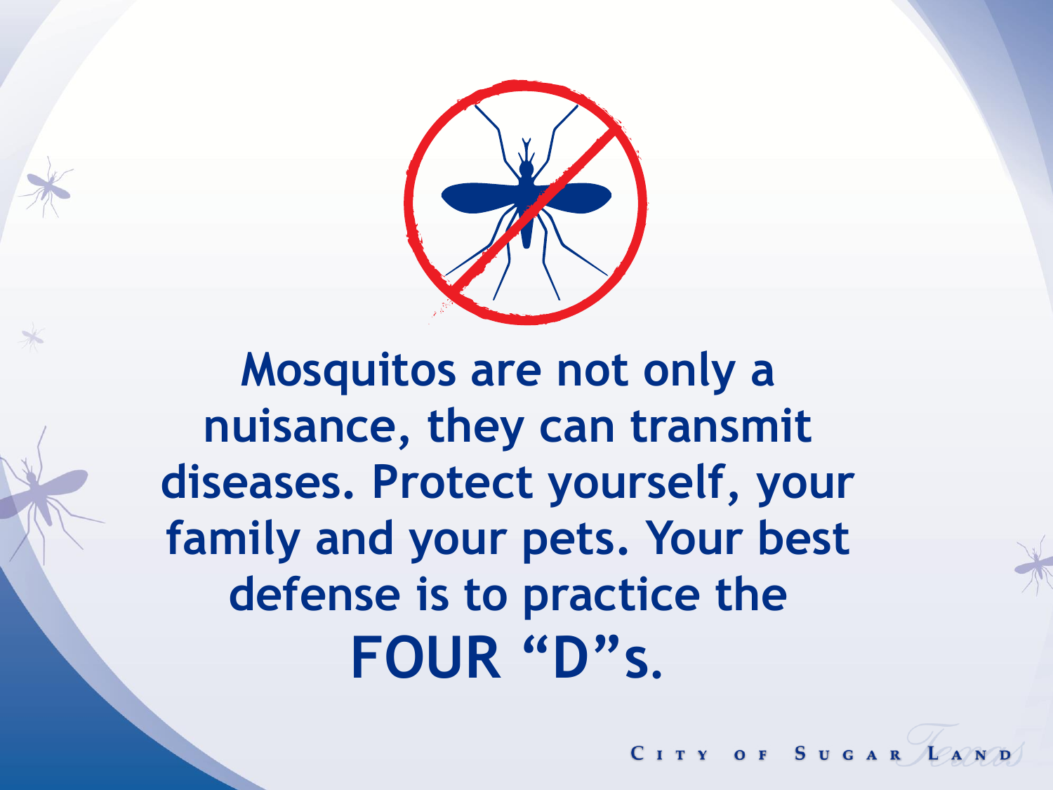Mosquitos are not only a nuisance, they can transmit diseases. Protect yourself, your family and your pets. Your best defense is to practice the

**FOUR "D"s.**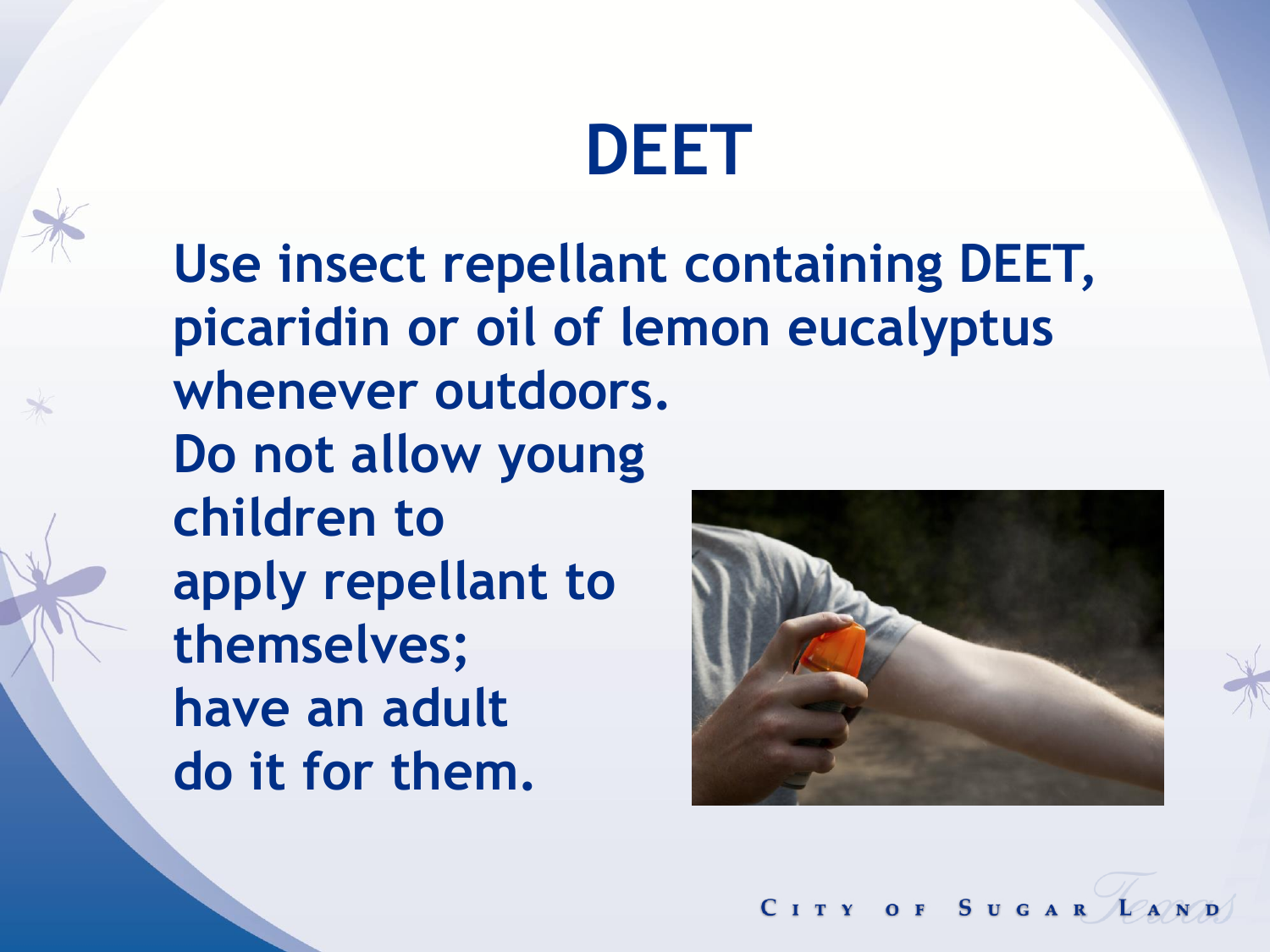# DEET

Use insect repellant containing DEET, picaridin or oil of lemon eucalyptus whenever outdoors.

Do not allow young children to apply repellant to themselves; have an adult do it for them.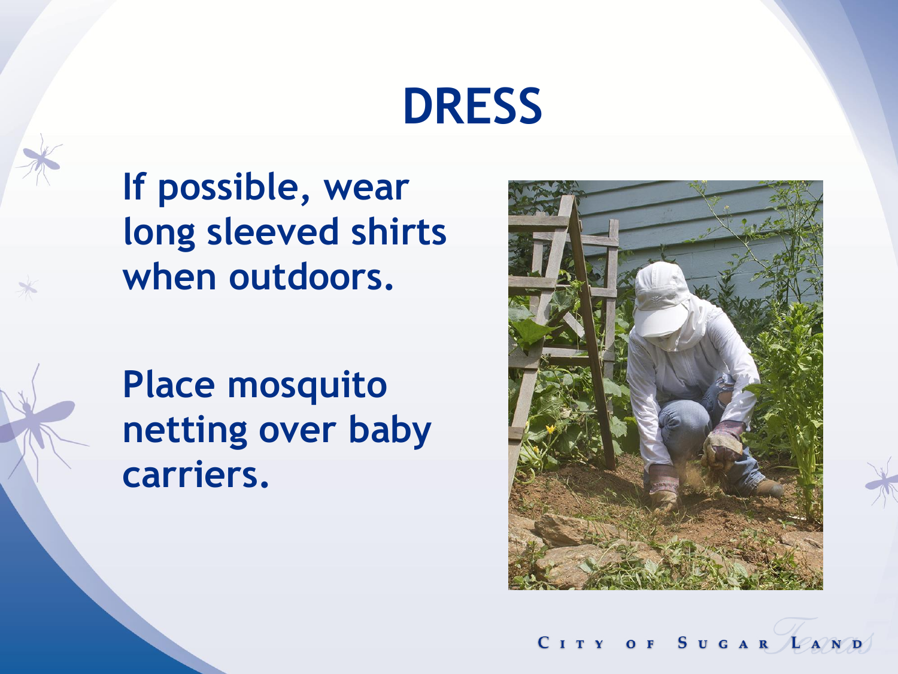# DRESS

If possible, wear long sleeved shirts when outdoors.

Place mosquito netting over baby carriers.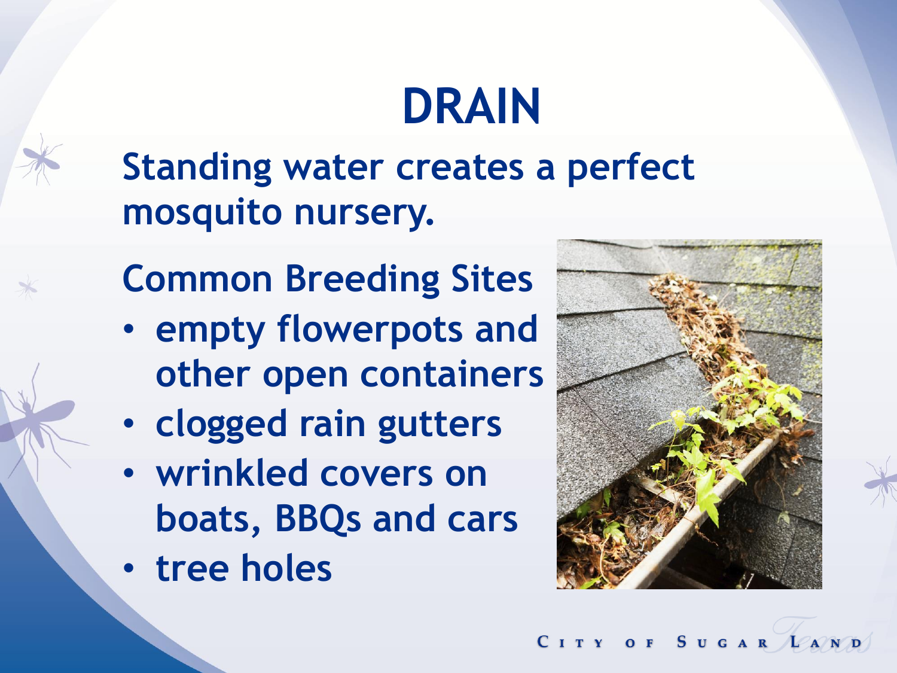# DRAIN

**Standing water creates a perfect mosquito nursery.**

## Common Breeding Sites

- empty flowerpots and other open containers
- clogged rain gutters
- wrinkled covers on boats, BBQs and cars
- tree holes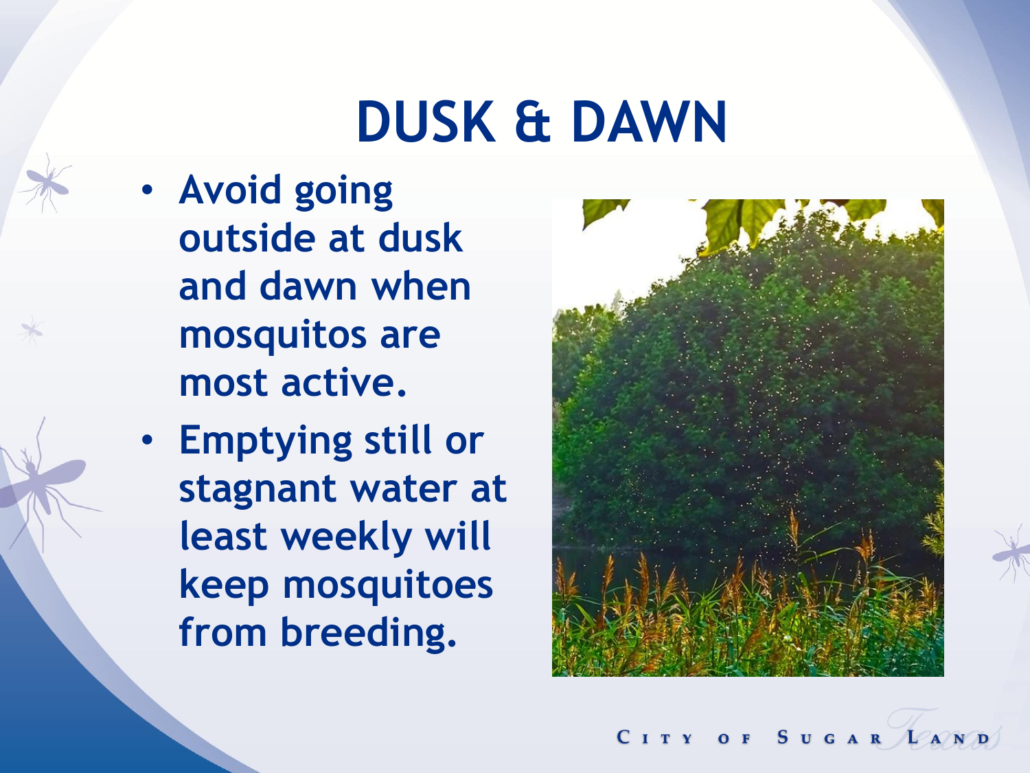# DUSK & DAWN

- Avoid going outside at dusk and dawn when mosquitos are most active.
- Emptying still or stagnant water at least weekly will keep mosquitoes from breeding.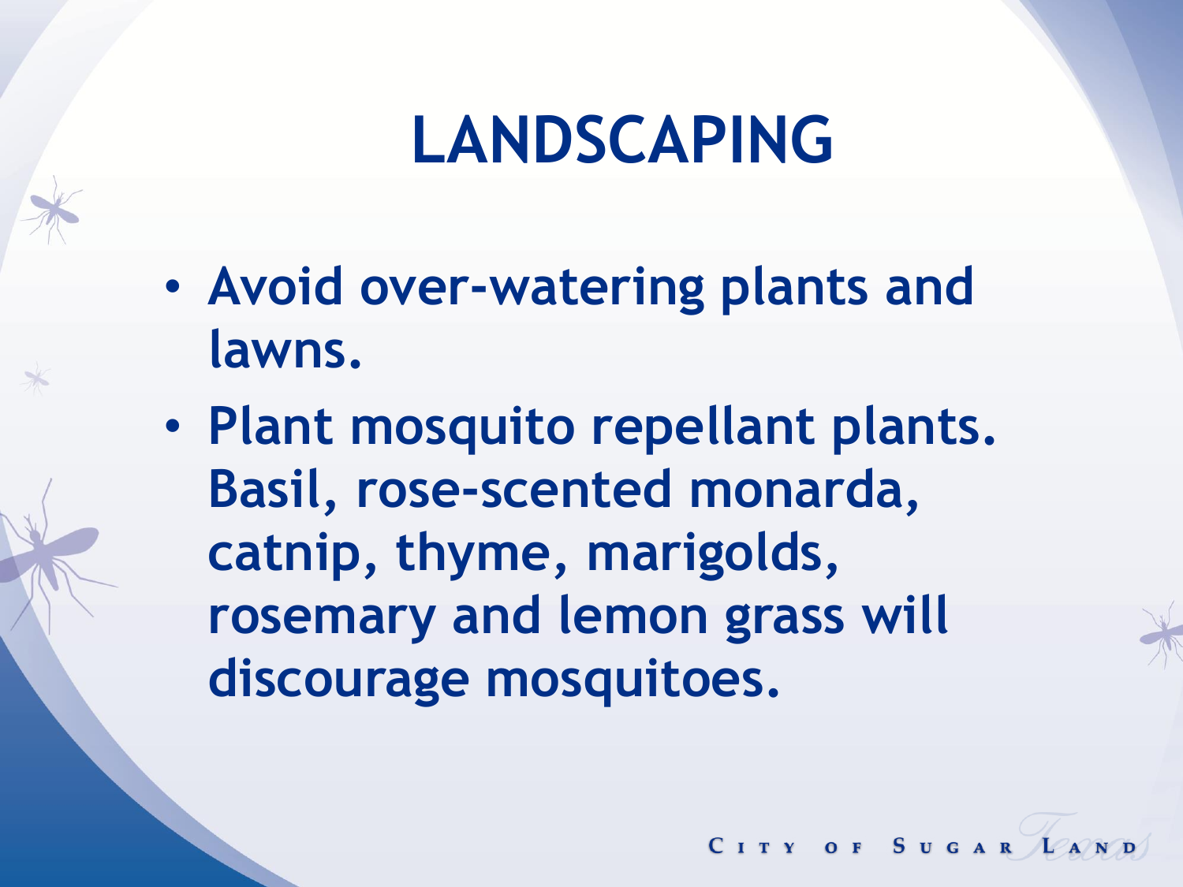# LANDSCAPING

- Avoid over-watering plants and lawns.
- Plant mosquito repellant plants. Basil, rose-scented monarda, catnip, thyme, marigolds, rosemary and lemon grass will discourage mosquitoes.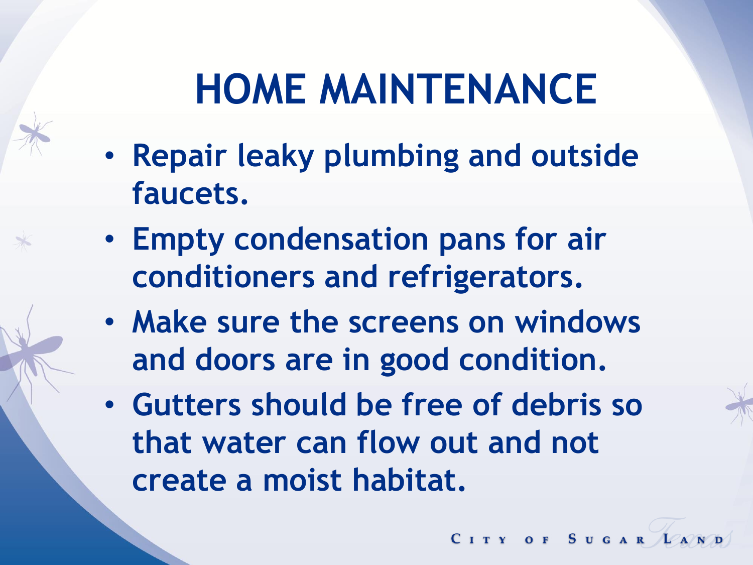# HOME MAINTENANCE

- **Repair leaky plumbing and outside faucets.**
- **Empty condensation pans for air conditioners and refrigerators.**
- **Make sure the screens on windows and doors are in good condition.**
- **Gutters should be free of debris so that water can flow out and not create a moist habitat.**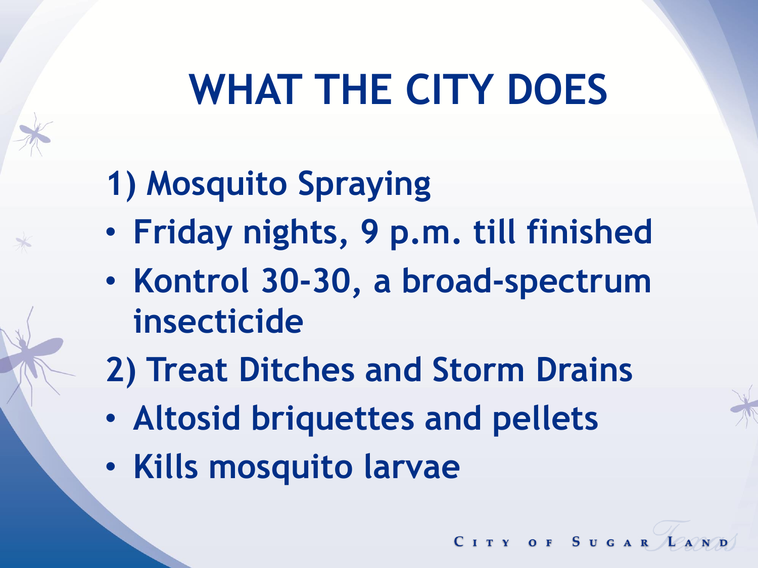# WHAT THE CITY DOES

1) Mosquito Spraying

- Friday nights, 9 p.m. till finished
- Kontrol 30-30, a broad-spectrum insecticide

2) Treat Ditches and Storm Drains

- Altosid briquettes and pellets
- Kills mosquito larvae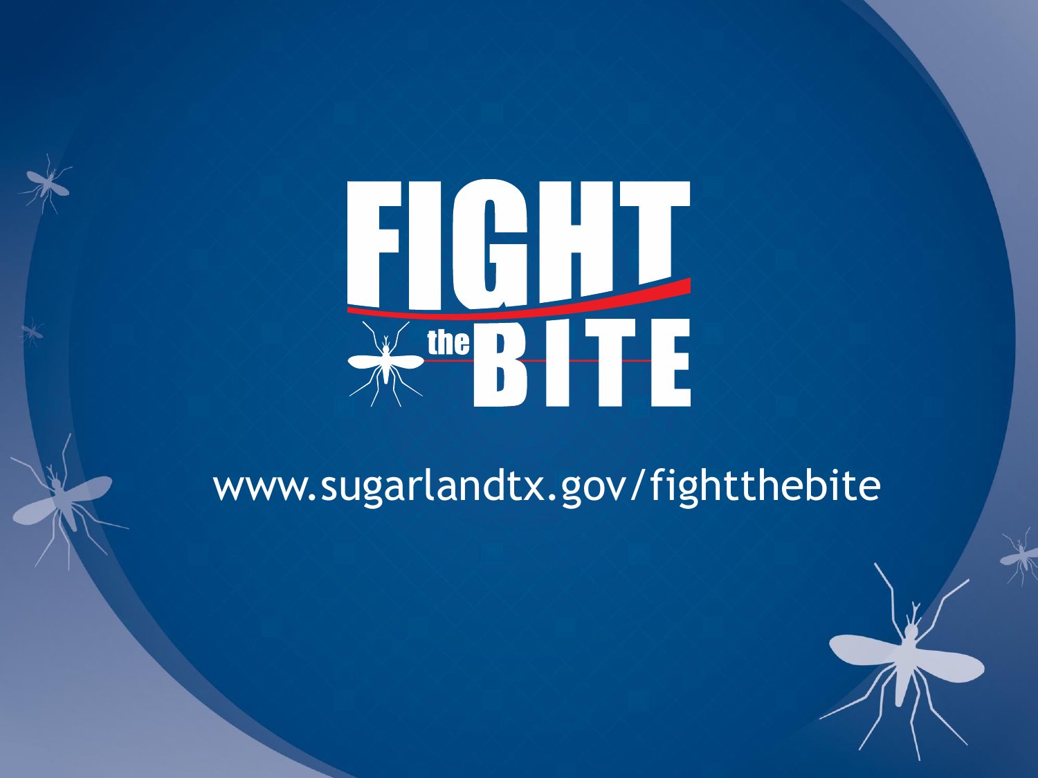# FIGHT the BITE

www.sugarlandtx.gov/fightthebite